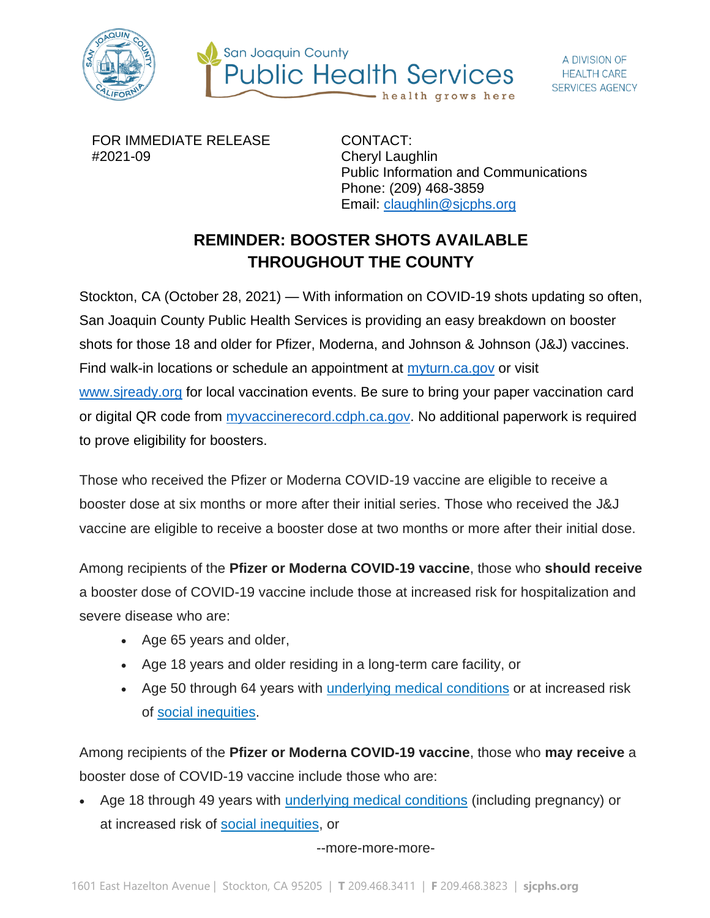San Joaquin County Public Health Services
health grows here

A DIVISION OF HEALTH CARE SERVICES AGENCY

FOR IMMEDIATE RELEASE
#2021-09

CONTACT:
Cheryl Laughlin
Public Information and Communications
Phone: (209) 468-3859
Email: claughlin@sjcphs.org

## REMINDER: BOOSTER SHOTS AVAILABLE THROUGHOUT THE COUNTY

Stockton, CA (October 28, 2021) — With information on COVID-19 shots updating so often, San Joaquin County Public Health Services is providing an easy breakdown on booster shots for those 18 and older for Pfizer, Moderna, and Johnson & Johnson (J&J) vaccines. Find walk-in locations or schedule an appointment at myturn.ca.gov or visit www.sjready.org for local vaccination events. Be sure to bring your paper vaccination card or digital QR code from myvaccinerecord.cdph.ca.gov. No additional paperwork is required to prove eligibility for boosters.

Those who received the Pfizer or Moderna COVID-19 vaccine are eligible to receive a booster dose at six months or more after their initial series. Those who received the J&J vaccine are eligible to receive a booster dose at two months or more after their initial dose.

Among recipients of the **Pfizer or Moderna COVID-19 vaccine**, those who **should receive** a booster dose of COVID-19 vaccine include those at increased risk for hospitalization and severe disease who are:

- Age 65 years and older,
- Age 18 years and older residing in a long-term care facility, or
- Age 50 through 64 years with underlying medical conditions or at increased risk of social inequities.

Among recipients of the **Pfizer or Moderna COVID-19 vaccine**, those who **may receive** a booster dose of COVID-19 vaccine include those who are:

- Age 18 through 49 years with underlying medical conditions (including pregnancy) or at increased risk of social inequities, or

--more-more-more-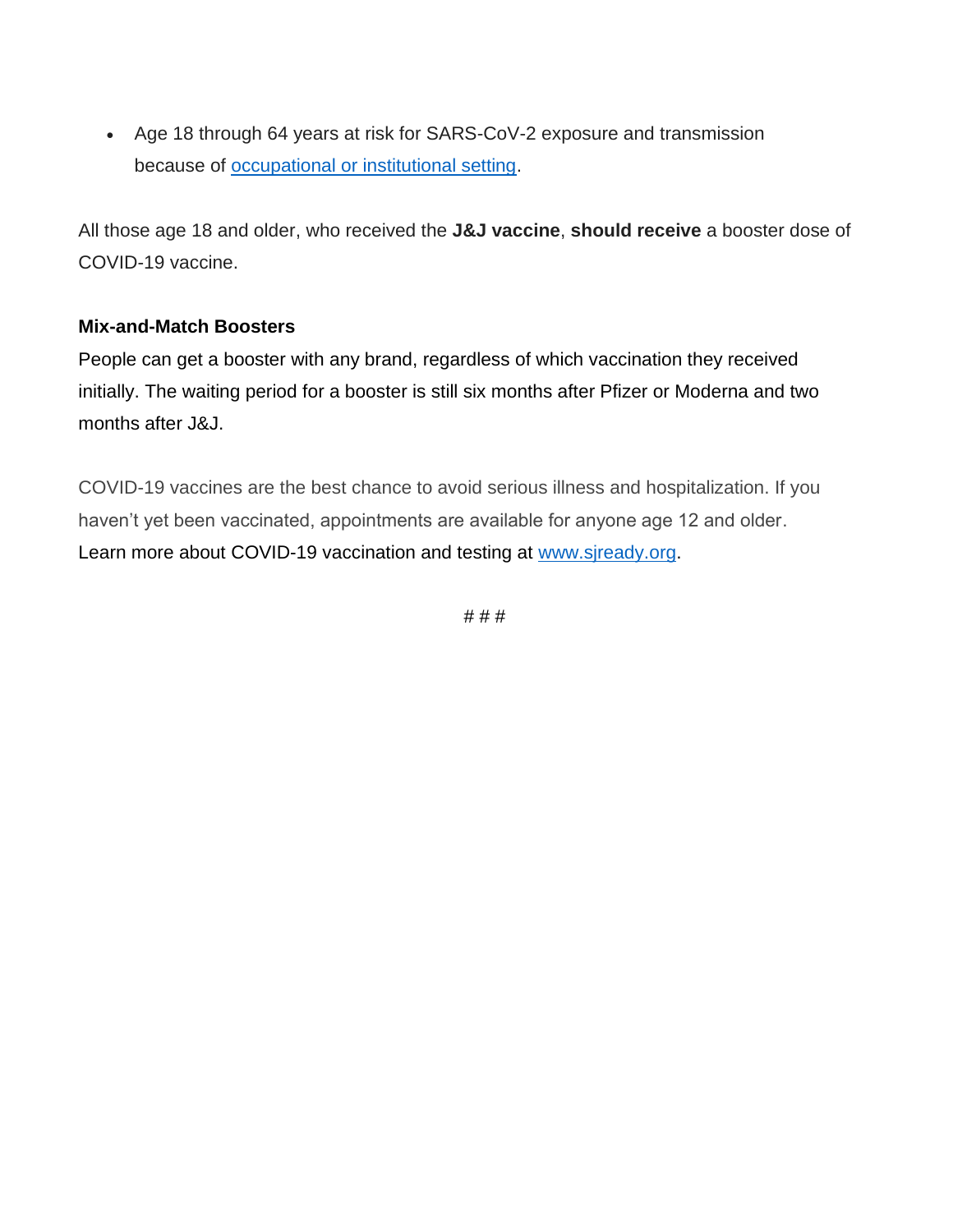- Age 18 through 64 years at risk for SARS-CoV-2 exposure and transmission because of [occupational or institutional setting](occupational or institutional setting).

All those age 18 and older, who received the **J&J vaccine**, **should receive** a booster dose of COVID-19 vaccine.

**Mix-and-Match Boosters**

People can get a booster with any brand, regardless of which vaccination they received initially. The waiting period for a booster is still six months after Pfizer or Moderna and two months after J&J.

COVID-19 vaccines are the best chance to avoid serious illness and hospitalization. If you haven't yet been vaccinated, appointments are available for anyone age 12 and older. Learn more about COVID-19 vaccination and testing at www.sjready.org.

# # #